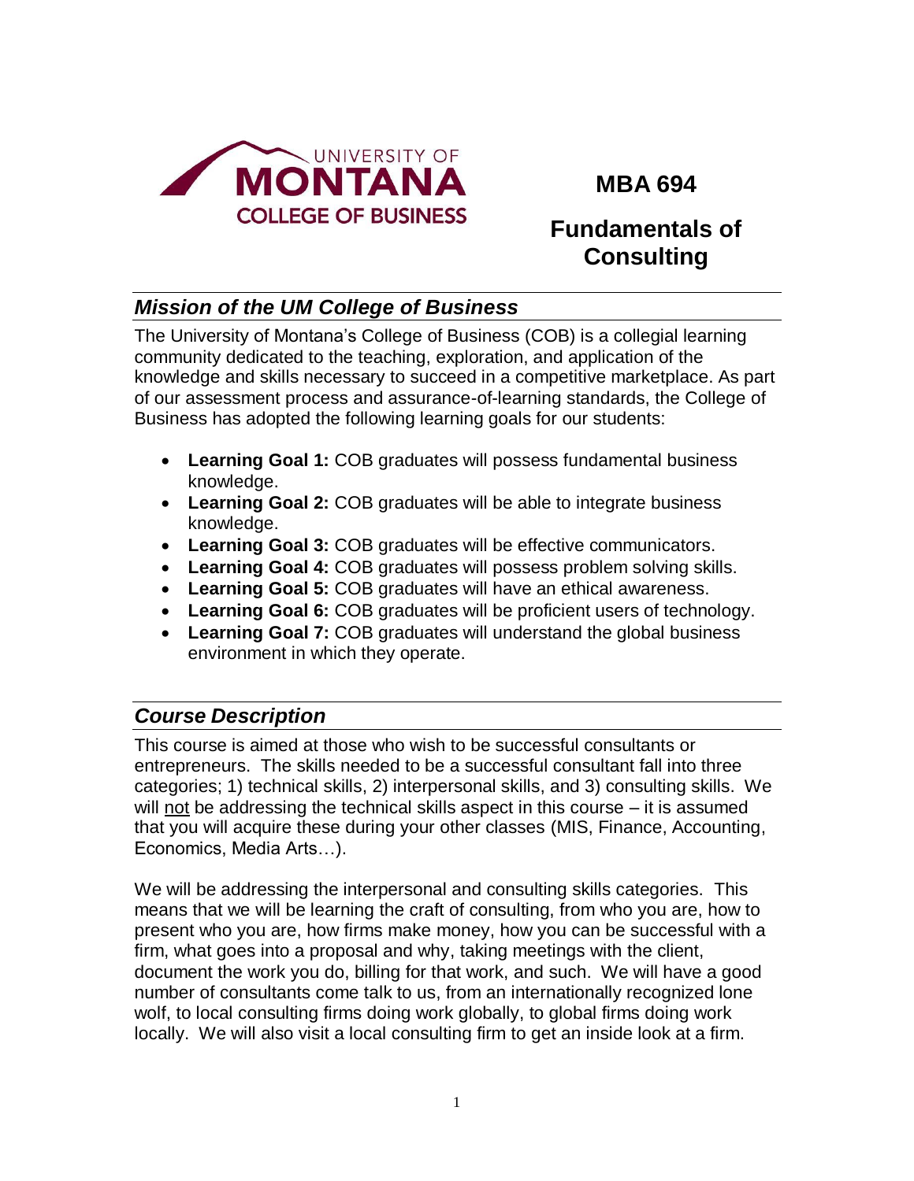UNIVERSITY OF MONTANA COLLEGE OF BUSINESS

# MBA 694

# Fundamentals of Consulting

## *Mission of the UM College of Business*

The University of Montana's College of Business (COB) is a collegial learning community dedicated to the teaching, exploration, and application of the knowledge and skills necessary to succeed in a competitive marketplace. As part of our assessment process and assurance-of-learning standards, the College of Business has adopted the following learning goals for our students:

- **Learning Goal 1:** COB graduates will possess fundamental business knowledge.
- **Learning Goal 2:** COB graduates will be able to integrate business knowledge.
- **Learning Goal 3:** COB graduates will be effective communicators.
- **Learning Goal 4:** COB graduates will possess problem solving skills.
- **Learning Goal 5:** COB graduates will have an ethical awareness.
- **Learning Goal 6:** COB graduates will be proficient users of technology.
- **Learning Goal 7:** COB graduates will understand the global business environment in which they operate.

## *Course Description*

This course is aimed at those who wish to be successful consultants or entrepreneurs. The skills needed to be a successful consultant fall into three categories; 1) technical skills, 2) interpersonal skills, and 3) consulting skills. We will not be addressing the technical skills aspect in this course – it is assumed that you will acquire these during your other classes (MIS, Finance, Accounting, Economics, Media Arts…).

We will be addressing the interpersonal and consulting skills categories. This means that we will be learning the craft of consulting, from who you are, how to present who you are, how firms make money, how you can be successful with a firm, what goes into a proposal and why, taking meetings with the client, document the work you do, billing for that work, and such. We will have a good number of consultants come talk to us, from an internationally recognized lone wolf, to local consulting firms doing work globally, to global firms doing work locally. We will also visit a local consulting firm to get an inside look at a firm.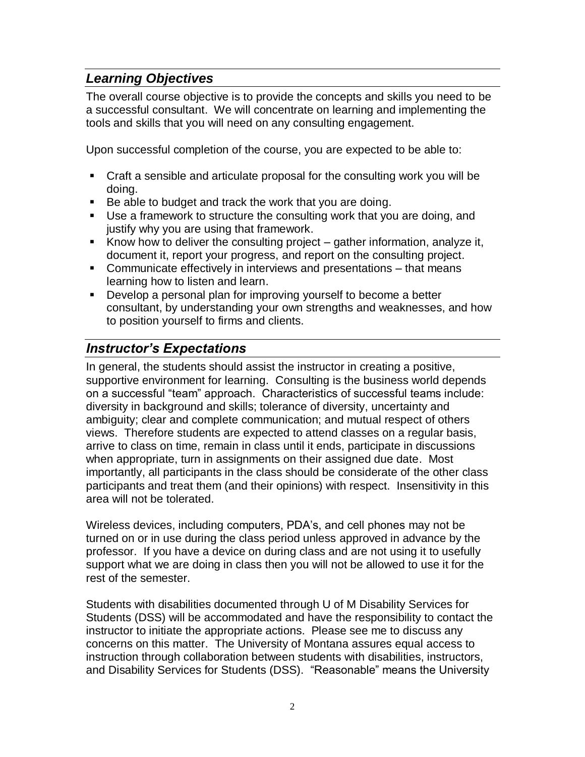## *Learning Objectives*

The overall course objective is to provide the concepts and skills you need to be a successful consultant. We will concentrate on learning and implementing the tools and skills that you will need on any consulting engagement.

Upon successful completion of the course, you are expected to be able to:

- Craft a sensible and articulate proposal for the consulting work you will be doing.
- Be able to budget and track the work that you are doing.
- Use a framework to structure the consulting work that you are doing, and justify why you are using that framework.
- Know how to deliver the consulting project – gather information, analyze it, document it, report your progress, and report on the consulting project.
- Communicate effectively in interviews and presentations – that means learning how to listen and learn.
- Develop a personal plan for improving yourself to become a better consultant, by understanding your own strengths and weaknesses, and how to position yourself to firms and clients.

## *Instructor's Expectations*

In general, the students should assist the instructor in creating a positive, supportive environment for learning. Consulting is the business world depends on a successful "team" approach. Characteristics of successful teams include: diversity in background and skills; tolerance of diversity, uncertainty and ambiguity; clear and complete communication; and mutual respect of others views. Therefore students are expected to attend classes on a regular basis, arrive to class on time, remain in class until it ends, participate in discussions when appropriate, turn in assignments on their assigned due date. Most importantly, all participants in the class should be considerate of the other class participants and treat them (and their opinions) with respect. Insensitivity in this area will not be tolerated.

Wireless devices, including computers, PDA's, and cell phones may not be turned on or in use during the class period unless approved in advance by the professor. If you have a device on during class and are not using it to usefully support what we are doing in class then you will not be allowed to use it for the rest of the semester.

Students with disabilities documented through U of M Disability Services for Students (DSS) will be accommodated and have the responsibility to contact the instructor to initiate the appropriate actions. Please see me to discuss any concerns on this matter. The University of Montana assures equal access to instruction through collaboration between students with disabilities, instructors, and Disability Services for Students (DSS). "Reasonable" means the University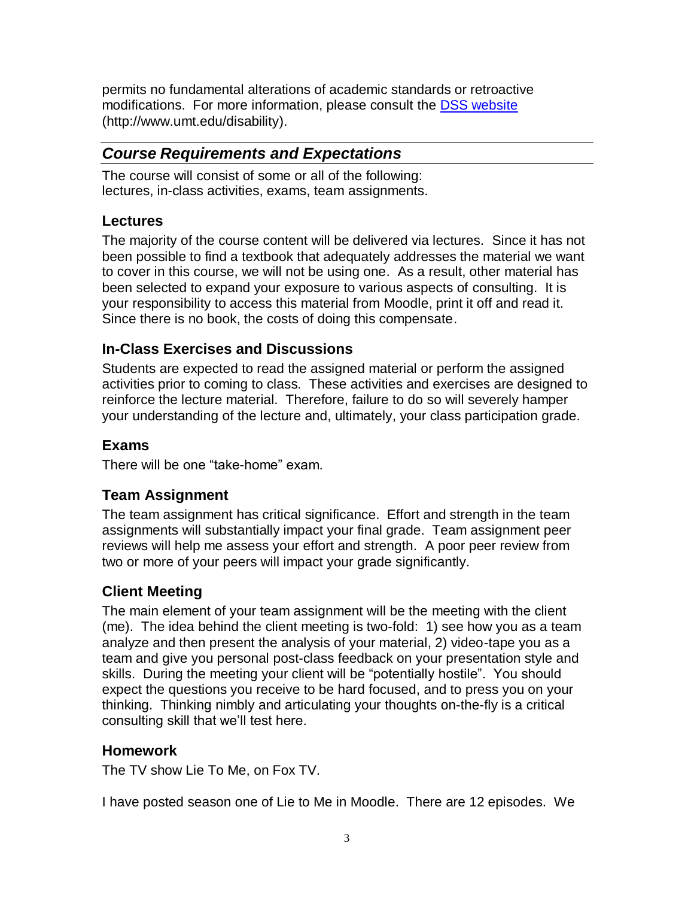permits no fundamental alterations of academic standards or retroactive modifications. For more information, please consult the [DSS website](http://www.umt.edu/disability) (http://www.umt.edu/disability).

## *Course Requirements and Expectations*

The course will consist of some or all of the following:
lectures, in-class activities, exams, team assignments.

### Lectures

The majority of the course content will be delivered via lectures. Since it has not been possible to find a textbook that adequately addresses the material we want to cover in this course, we will not be using one. As a result, other material has been selected to expand your exposure to various aspects of consulting. It is your responsibility to access this material from Moodle, print it off and read it. Since there is no book, the costs of doing this compensate.

### In-Class Exercises and Discussions

Students are expected to read the assigned material or perform the assigned activities prior to coming to class. These activities and exercises are designed to reinforce the lecture material. Therefore, failure to do so will severely hamper your understanding of the lecture and, ultimately, your class participation grade.

### Exams

There will be one "take-home" exam.

### Team Assignment

The team assignment has critical significance. Effort and strength in the team assignments will substantially impact your final grade. Team assignment peer reviews will help me assess your effort and strength. A poor peer review from two or more of your peers will impact your grade significantly.

### Client Meeting

The main element of your team assignment will be the meeting with the client (me). The idea behind the client meeting is two-fold: 1) see how you as a team analyze and then present the analysis of your material, 2) video-tape you as a team and give you personal post-class feedback on your presentation style and skills. During the meeting your client will be "potentially hostile". You should expect the questions you receive to be hard focused, and to press you on your thinking. Thinking nimbly and articulating your thoughts on-the-fly is a critical consulting skill that we'll test here.

### Homework

The TV show Lie To Me, on Fox TV.

I have posted season one of Lie to Me in Moodle. There are 12 episodes. We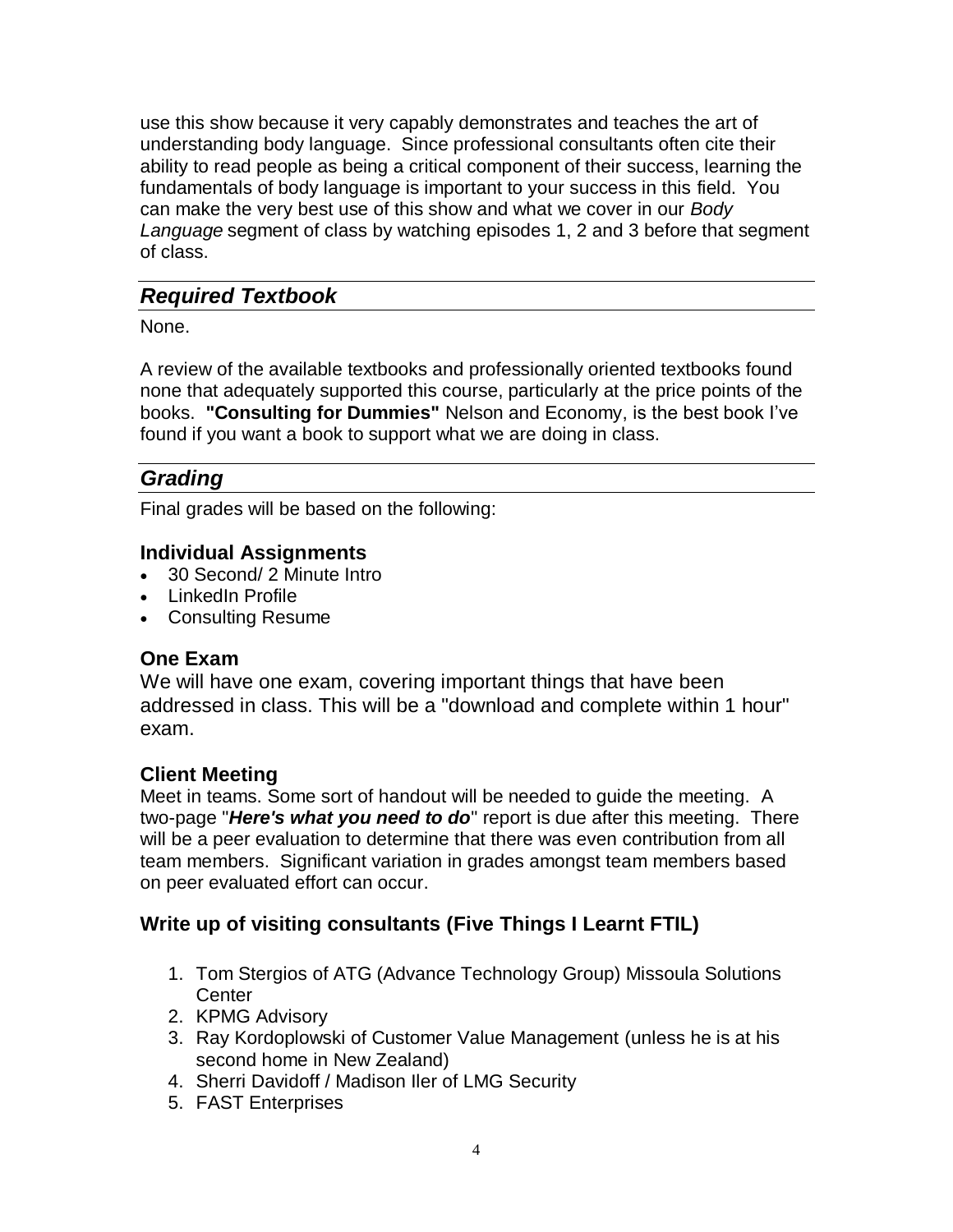use this show because it very capably demonstrates and teaches the art of understanding body language. Since professional consultants often cite their ability to read people as being a critical component of their success, learning the fundamentals of body language is important to your success in this field. You can make the very best use of this show and what we cover in our *Body Language* segment of class by watching episodes 1, 2 and 3 before that segment of class.

## *Required Textbook*

None.

A review of the available textbooks and professionally oriented textbooks found none that adequately supported this course, particularly at the price points of the books. **"Consulting for Dummies"** Nelson and Economy, is the best book I've found if you want a book to support what we are doing in class.

## *Grading*

Final grades will be based on the following:

### Individual Assignments

- 30 Second/ 2 Minute Intro
- LinkedIn Profile
- Consulting Resume

### One Exam

We will have one exam, covering important things that have been addressed in class. This will be a "download and complete within 1 hour" exam.

### Client Meeting

Meet in teams. Some sort of handout will be needed to guide the meeting. A two-page "***Here's what you need to do***" report is due after this meeting. There will be a peer evaluation to determine that there was even contribution from all team members. Significant variation in grades amongst team members based on peer evaluated effort can occur.

### Write up of visiting consultants (Five Things I Learnt FTIL)

1. Tom Stergios of ATG (Advance Technology Group) Missoula Solutions Center
2. KPMG Advisory
3. Ray Kordoplowski of Customer Value Management (unless he is at his second home in New Zealand)
4. Sherri Davidoff / Madison Iler of LMG Security
5. FAST Enterprises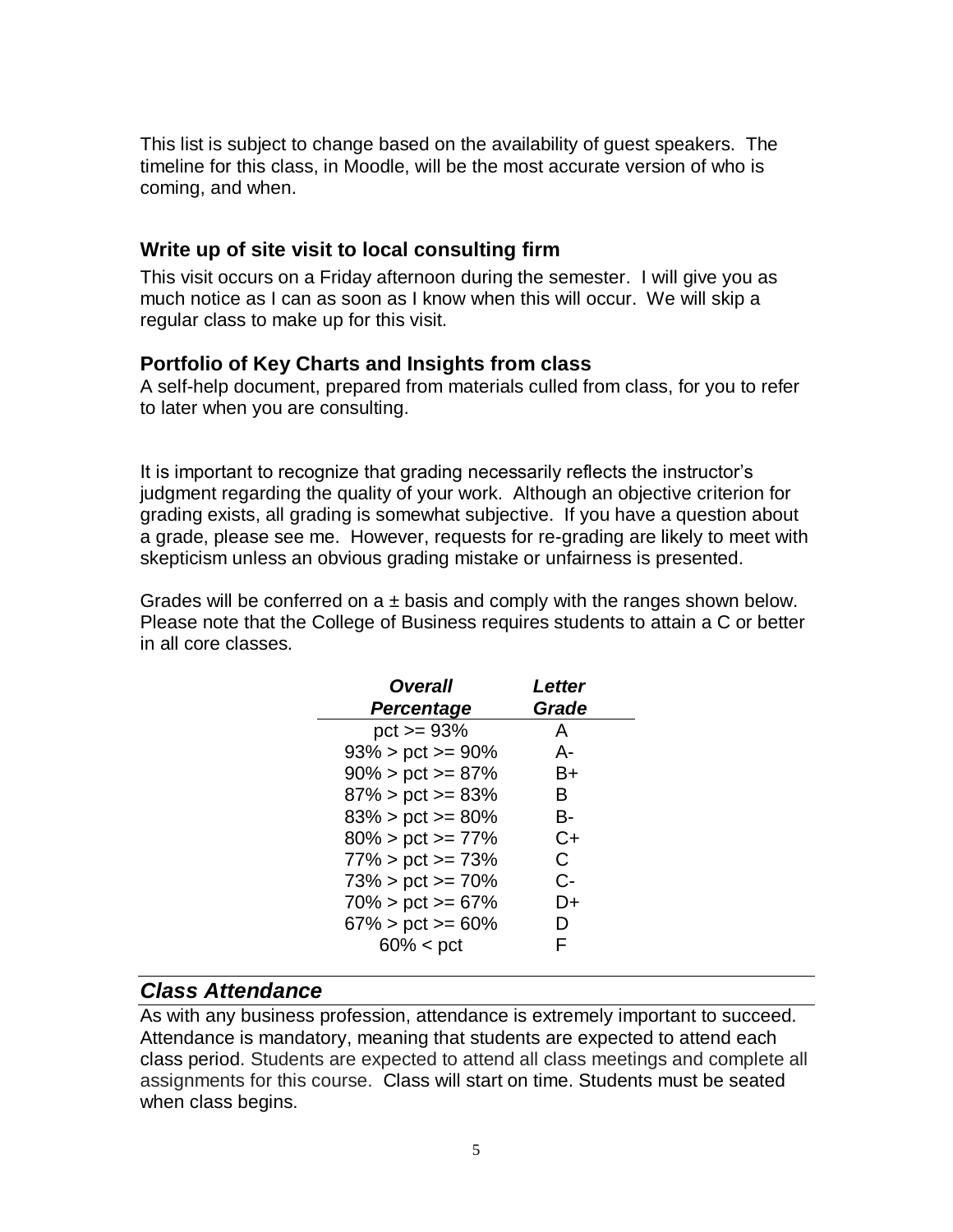This list is subject to change based on the availability of guest speakers. The timeline for this class, in Moodle, will be the most accurate version of who is coming, and when.

### Write up of site visit to local consulting firm

This visit occurs on a Friday afternoon during the semester. I will give you as much notice as I can as soon as I know when this will occur. We will skip a regular class to make up for this visit.

### Portfolio of Key Charts and Insights from class

A self-help document, prepared from materials culled from class, for you to refer to later when you are consulting.

It is important to recognize that grading necessarily reflects the instructor's judgment regarding the quality of your work. Although an objective criterion for grading exists, all grading is somewhat subjective. If you have a question about a grade, please see me. However, requests for re-grading are likely to meet with skepticism unless an obvious grading mistake or unfairness is presented.

Grades will be conferred on a ± basis and comply with the ranges shown below. Please note that the College of Business requires students to attain a C or better in all core classes.

| ***Overall Percentage*** | ***Letter Grade*** |
|---|---|
| pct >= 93% | A |
| 93% > pct >= 90% | A- |
| 90% > pct >= 87% | B+ |
| 87% > pct >= 83% | B |
| 83% > pct >= 80% | B- |
| 80% > pct >= 77% | C+ |
| 77% > pct >= 73% | C |
| 73% > pct >= 70% | C- |
| 70% > pct >= 67% | D+ |
| 67% > pct >= 60% | D |
| 60% < pct | F |

## *Class Attendance*

As with any business profession, attendance is extremely important to succeed. Attendance is mandatory, meaning that students are expected to attend each class period. Students are expected to attend all class meetings and complete all assignments for this course. Class will start on time. Students must be seated when class begins.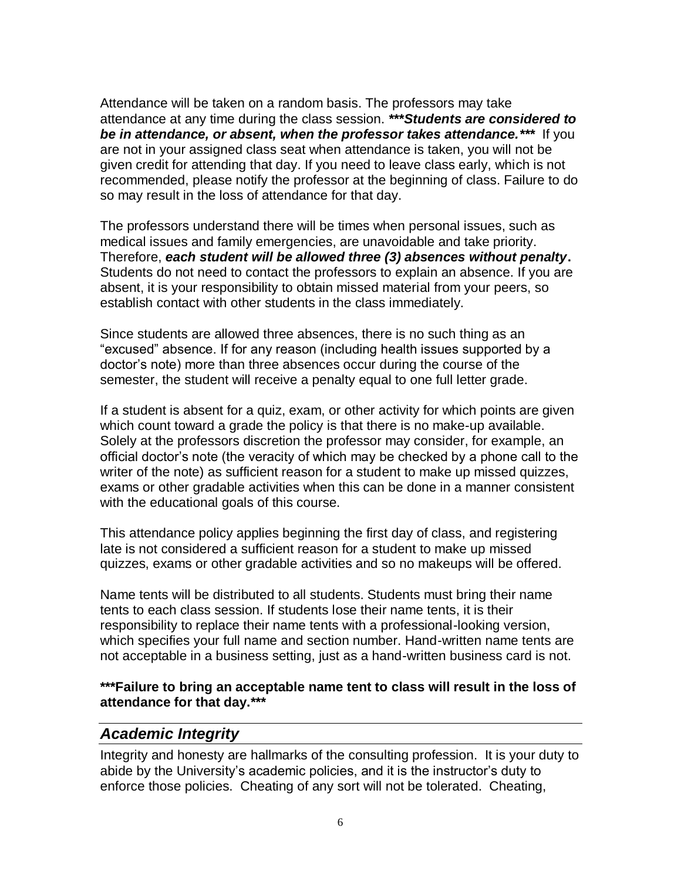Attendance will be taken on a random basis. The professors may take attendance at any time during the class session. ***\*\*\*Students are considered to be in attendance, or absent, when the professor takes attendance.\*\*\**** If you are not in your assigned class seat when attendance is taken, you will not be given credit for attending that day. If you need to leave class early, which is not recommended, please notify the professor at the beginning of class. Failure to do so may result in the loss of attendance for that day.

The professors understand there will be times when personal issues, such as medical issues and family emergencies, are unavoidable and take priority. Therefore, ***each student will be allowed three (3) absences without penalty*****.** Students do not need to contact the professors to explain an absence. If you are absent, it is your responsibility to obtain missed material from your peers, so establish contact with other students in the class immediately.

Since students are allowed three absences, there is no such thing as an "excused" absence. If for any reason (including health issues supported by a doctor's note) more than three absences occur during the course of the semester, the student will receive a penalty equal to one full letter grade.

If a student is absent for a quiz, exam, or other activity for which points are given which count toward a grade the policy is that there is no make-up available. Solely at the professors discretion the professor may consider, for example, an official doctor's note (the veracity of which may be checked by a phone call to the writer of the note) as sufficient reason for a student to make up missed quizzes, exams or other gradable activities when this can be done in a manner consistent with the educational goals of this course.

This attendance policy applies beginning the first day of class, and registering late is not considered a sufficient reason for a student to make up missed quizzes, exams or other gradable activities and so no makeups will be offered.

Name tents will be distributed to all students. Students must bring their name tents to each class session. If students lose their name tents, it is their responsibility to replace their name tents with a professional-looking version, which specifies your full name and section number. Hand-written name tents are not acceptable in a business setting, just as a hand-written business card is not.

**\*\*\*Failure to bring an acceptable name tent to class will result in the loss of attendance for that day.\*\*\***

## *Academic Integrity*

Integrity and honesty are hallmarks of the consulting profession. It is your duty to abide by the University's academic policies, and it is the instructor's duty to enforce those policies. Cheating of any sort will not be tolerated. Cheating,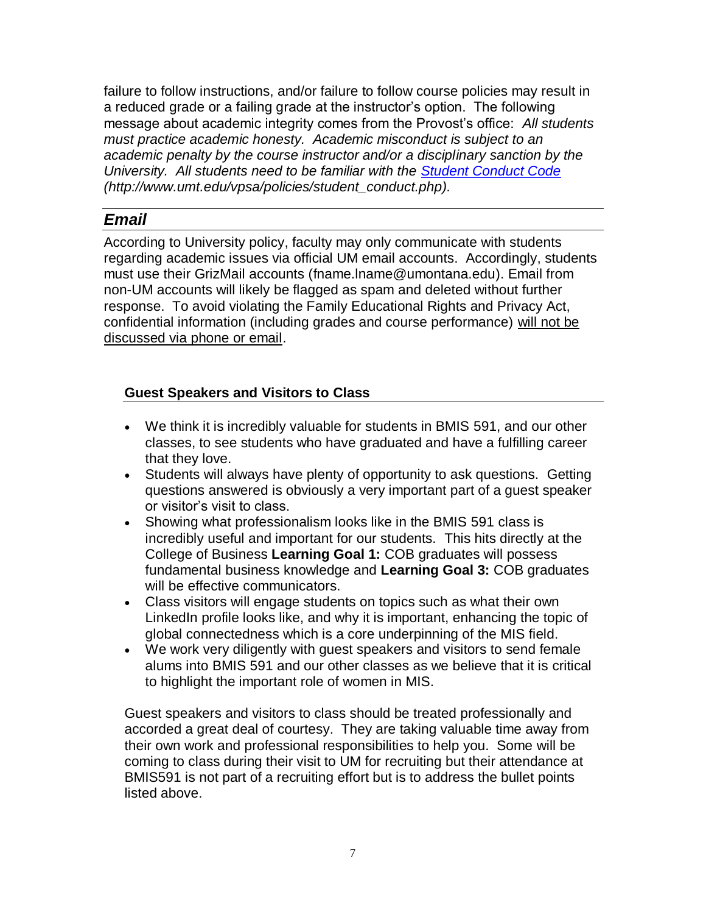failure to follow instructions, and/or failure to follow course policies may result in a reduced grade or a failing grade at the instructor's option. The following message about academic integrity comes from the Provost's office: *All students must practice academic honesty. Academic misconduct is subject to an academic penalty by the course instructor and/or a disciplinary sanction by the University. All students need to be familiar with the [Student Conduct Code](http://www.umt.edu/vpsa/policies/student_conduct.php) (http://www.umt.edu/vpsa/policies/student_conduct.php).*

## *Email*

According to University policy, faculty may only communicate with students regarding academic issues via official UM email accounts. Accordingly, students must use their GrizMail accounts (fname.lname@umontana.edu). Email from non-UM accounts will likely be flagged as spam and deleted without further response. To avoid violating the Family Educational Rights and Privacy Act, confidential information (including grades and course performance) <u>will not be discussed via phone or email</u>.

### Guest Speakers and Visitors to Class

- We think it is incredibly valuable for students in BMIS 591, and our other classes, to see students who have graduated and have a fulfilling career that they love.
- Students will always have plenty of opportunity to ask questions. Getting questions answered is obviously a very important part of a guest speaker or visitor's visit to class.
- Showing what professionalism looks like in the BMIS 591 class is incredibly useful and important for our students. This hits directly at the College of Business **Learning Goal 1:** COB graduates will possess fundamental business knowledge and **Learning Goal 3:** COB graduates will be effective communicators.
- Class visitors will engage students on topics such as what their own LinkedIn profile looks like, and why it is important, enhancing the topic of global connectedness which is a core underpinning of the MIS field.
- We work very diligently with guest speakers and visitors to send female alums into BMIS 591 and our other classes as we believe that it is critical to highlight the important role of women in MIS.

Guest speakers and visitors to class should be treated professionally and accorded a great deal of courtesy. They are taking valuable time away from their own work and professional responsibilities to help you. Some will be coming to class during their visit to UM for recruiting but their attendance at BMIS591 is not part of a recruiting effort but is to address the bullet points listed above.